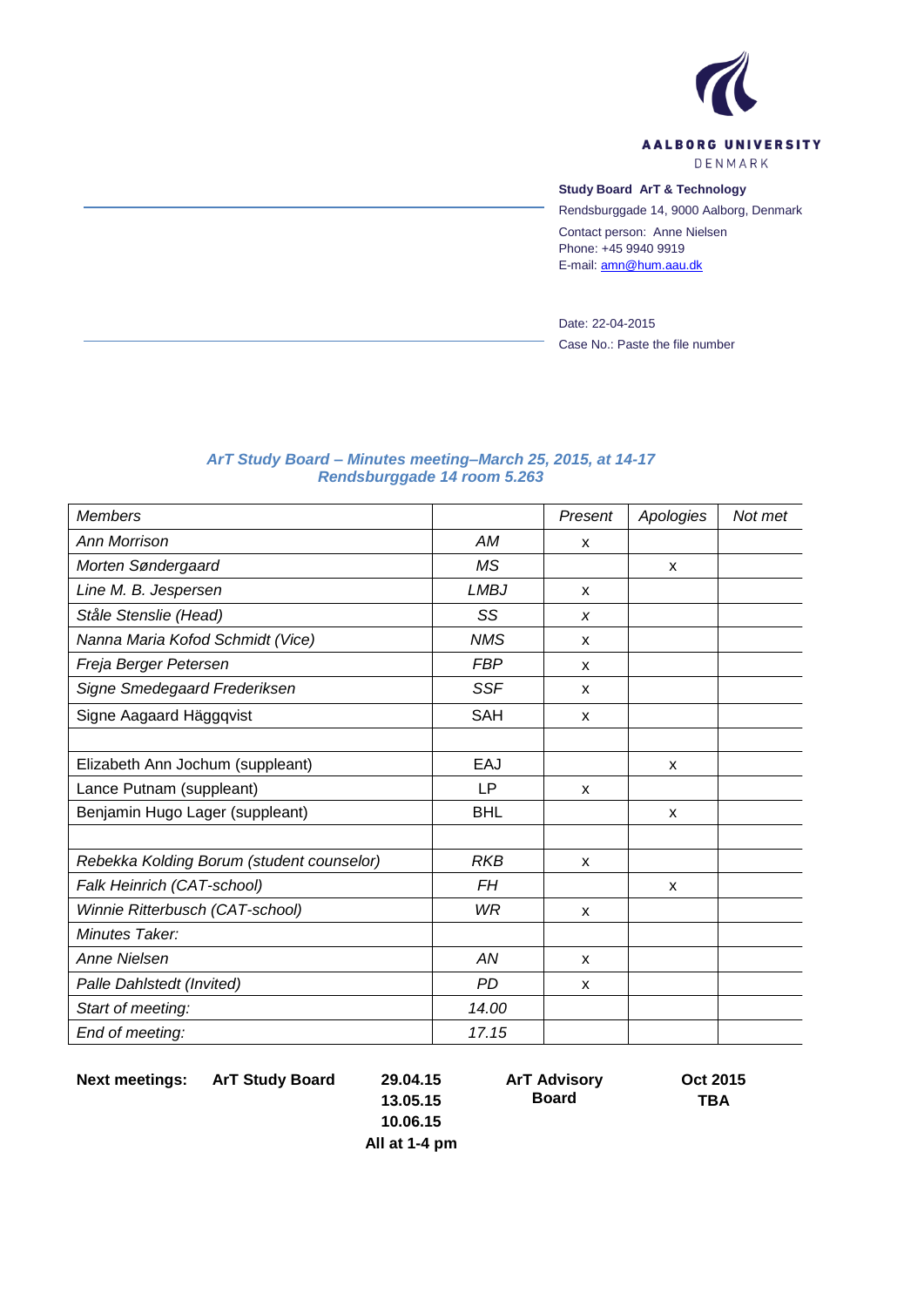AALBORG UNIVERSITY
DENMARK

**Study Board ArT & Technology**

Rendsburggade 14, 9000 Aalborg, Denmark

Contact person: Anne Nielsen
Phone: +45 9940 9919
E-mail: amn@hum.aau.dk

Date: 22-04-2015
Case No.: Paste the file number

### *ArT Study Board – Minutes meeting–March 25, 2015, at 14-17 Rendsburggade 14 room 5.263*

| *Members* | | *Present* | *Apologies* | *Not met* |
|---|---|---|---|---|
| *Ann Morrison* | *AM* | x | | |
| *Morten Søndergaard* | *MS* | | x | |
| *Line M. B. Jespersen* | *LMBJ* | x | | |
| *Ståle Stenslie (Head)* | *SS* | *x* | | |
| *Nanna Maria Kofod Schmidt (Vice)* | *NMS* | x | | |
| *Freja Berger Petersen* | *FBP* | x | | |
| *Signe Smedegaard Frederiksen* | *SSF* | x | | |
| Signe Aagaard Häggqvist | SAH | x | | |
| | | | | |
| Elizabeth Ann Jochum (suppleant) | EAJ | | x | |
| Lance Putnam (suppleant) | LP | x | | |
| Benjamin Hugo Lager (suppleant) | BHL | | x | |
| | | | | |
| *Rebekka Kolding Borum (student counselor)* | *RKB* | x | | |
| *Falk Heinrich (CAT-school)* | *FH* | | x | |
| *Winnie Ritterbusch (CAT-school)* | *WR* | x | | |
| *Minutes Taker:* | | | | |
| *Anne Nielsen* | *AN* | x | | |
| *Palle Dahlstedt (Invited)* | *PD* | x | | |
| *Start of meeting:* | *14.00* | | | |
| *End of meeting:* | *17.15* | | | |

| **Next meetings:** | **ArT Study Board** | **29.04.15**<br>**13.05.15**<br>**10.06.15**<br>**All at 1-4 pm** | **ArT Advisory Board** | **Oct 2015**<br>**TBA** |
|---|---|---|---|---|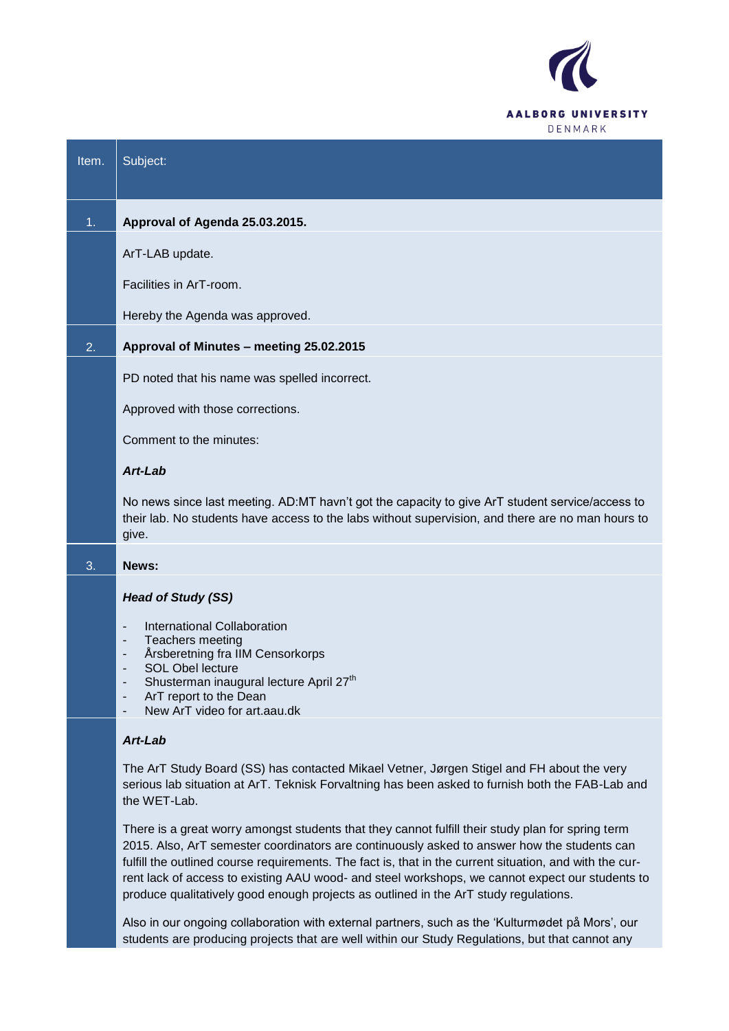| Item. | Subject: |
|---|---|
| 1. | **Approval of Agenda 25.03.2015.** |
| | ArT-LAB update. |
| | Facilities in ArT-room. |
| | Hereby the Agenda was approved. |
| 2. | **Approval of Minutes – meeting 25.02.2015** |
| | PD noted that his name was spelled incorrect. |
| | Approved with those corrections. |
| | Comment to the minutes: |
| | ***Art-Lab*** |
| | No news since last meeting. AD:MT havn't got the capacity to give ArT student service/access to their lab. No students have access to the labs without supervision, and there are no man hours to give. |
| 3. | **News:** |
| | ***Head of Study (SS)*** |
| | - International Collaboration<br>- Teachers meeting<br>- Årsberetning fra IIM Censorkorps<br>- SOL Obel lecture<br>- Shusterman inaugural lecture April 27th<br>- ArT report to the Dean<br>- New ArT video for art.aau.dk |
| | ***Art-Lab*** |
| | The ArT Study Board (SS) has contacted Mikael Vetner, Jørgen Stigel and FH about the very serious lab situation at ArT. Teknisk Forvaltning has been asked to furnish both the FAB-Lab and the WET-Lab. |
| | There is a great worry amongst students that they cannot fulfill their study plan for spring term 2015. Also, ArT semester coordinators are continuously asked to answer how the students can fulfill the outlined course requirements. The fact is, that in the current situation, and with the current lack of access to existing AAU wood- and steel workshops, we cannot expect our students to produce qualitatively good enough projects as outlined in the ArT study regulations. |
| | Also in our ongoing collaboration with external partners, such as the 'Kulturmødet på Mors', our students are producing projects that are well within our Study Regulations, but that cannot any |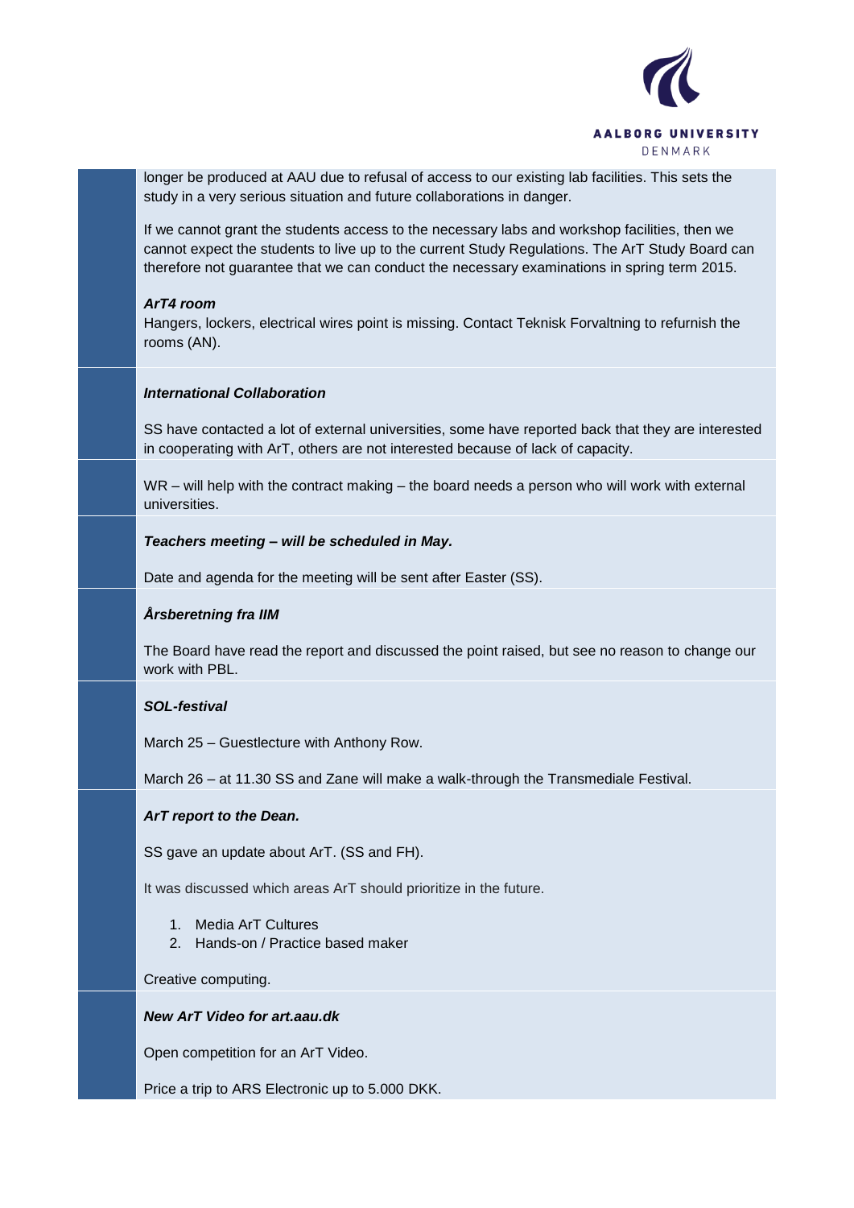longer be produced at AAU due to refusal of access to our existing lab facilities. This sets the study in a very serious situation and future collaborations in danger.

If we cannot grant the students access to the necessary labs and workshop facilities, then we cannot expect the students to live up to the current Study Regulations. The ArT Study Board can therefore not guarantee that we can conduct the necessary examinations in spring term 2015.

***ArT4 room***

Hangers, lockers, electrical wires point is missing. Contact Teknisk Forvaltning to refurnish the rooms (AN).

***International Collaboration***

SS have contacted a lot of external universities, some have reported back that they are interested in cooperating with ArT, others are not interested because of lack of capacity.

WR – will help with the contract making – the board needs a person who will work with external universities.

***Teachers meeting – will be scheduled in May.***

Date and agenda for the meeting will be sent after Easter (SS).

***Årsberetning fra IIM***

The Board have read the report and discussed the point raised, but see no reason to change our work with PBL.

***SOL-festival***

March 25 – Guestlecture with Anthony Row.

March 26 – at 11.30 SS and Zane will make a walk-through the Transmediale Festival.

***ArT report to the Dean.***

SS gave an update about ArT. (SS and FH).

It was discussed which areas ArT should prioritize in the future.

1. Media ArT Cultures
2. Hands-on / Practice based maker

Creative computing.

***New ArT Video for art.aau.dk***

Open competition for an ArT Video.

Price a trip to ARS Electronic up to 5.000 DKK.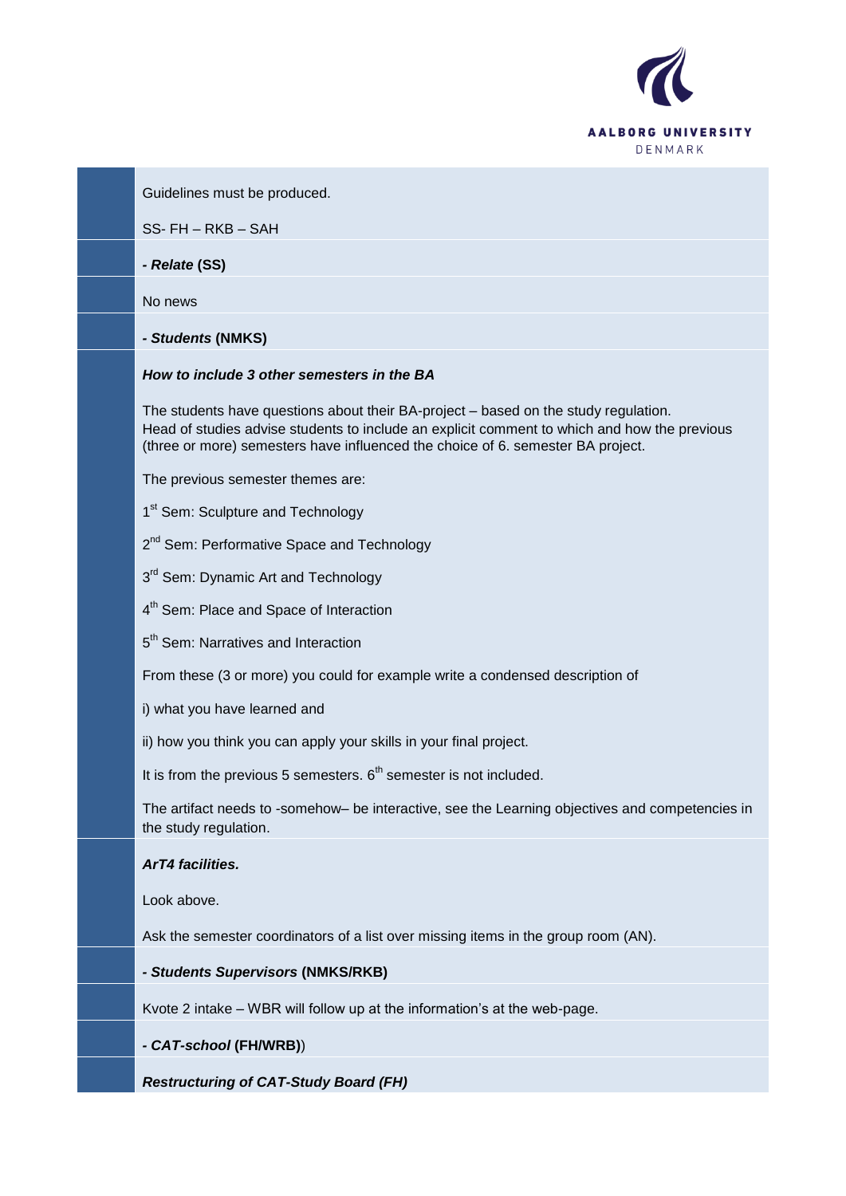Guidelines must be produced.

SS- FH – RKB – SAH

***- Relate* (SS)**

No news

***- Students* (NMKS)**

***How to include 3 other semesters in the BA***

The students have questions about their BA-project – based on the study regulation.
Head of studies advise students to include an explicit comment to which and how the previous (three or more) semesters have influenced the choice of 6. semester BA project.

The previous semester themes are:

1st Sem: Sculpture and Technology

2nd Sem: Performative Space and Technology

3rd Sem: Dynamic Art and Technology

4th Sem: Place and Space of Interaction

5th Sem: Narratives and Interaction

From these (3 or more) you could for example write a condensed description of

i) what you have learned and

ii) how you think you can apply your skills in your final project.

It is from the previous 5 semesters. 6th semester is not included.

The artifact needs to -somehow– be interactive, see the Learning objectives and competencies in the study regulation.

***ArT4 facilities.***

Look above.

Ask the semester coordinators of a list over missing items in the group room (AN).

***- Students Supervisors* (NMKS/RKB)**

Kvote 2 intake – WBR will follow up at the information's at the web-page.

***- CAT-school* (FH/WRB)**)

***Restructuring of CAT-Study Board (FH)***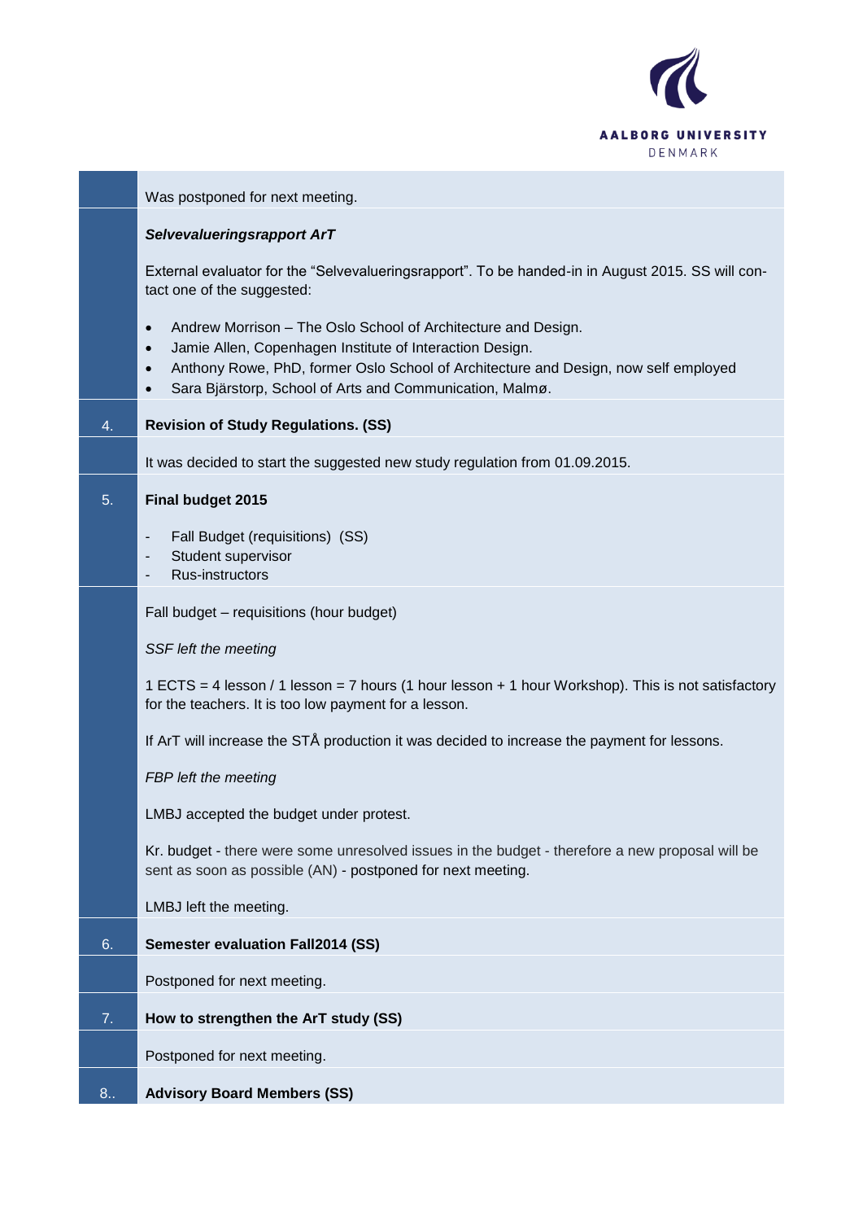| | |
|---|---|
| | Was postponed for next meeting. |
| | ***Selvevalueringsrapport ArT***<br><br>External evaluator for the "Selvevalueringsrapport". To be handed-in in August 2015. SS will contact one of the suggested:<br><br>• Andrew Morrison – The Oslo School of Architecture and Design.<br>• Jamie Allen, Copenhagen Institute of Interaction Design.<br>• Anthony Rowe, PhD, former Oslo School of Architecture and Design, now self employed<br>• Sara Bjärstorp, School of Arts and Communication, Malmø. |
| 4. | **Revision of Study Regulations. (SS)** |
| | It was decided to start the suggested new study regulation from 01.09.2015. |
| 5. | **Final budget 2015**<br><br>- Fall Budget (requisitions) (SS)<br>- Student supervisor<br>- Rus-instructors |
| | Fall budget – requisitions (hour budget)<br><br>*SSF left the meeting*<br><br>1 ECTS = 4 lesson / 1 lesson = 7 hours (1 hour lesson + 1 hour Workshop). This is not satisfactory for the teachers. It is too low payment for a lesson.<br><br>If ArT will increase the STÅ production it was decided to increase the payment for lessons.<br><br>*FBP left the meeting*<br><br>LMBJ accepted the budget under protest.<br><br>Kr. budget - there were some unresolved issues in the budget - therefore a new proposal will be sent as soon as possible (AN) - postponed for next meeting.<br><br>LMBJ left the meeting. |
| 6. | **Semester evaluation Fall2014 (SS)** |
| | Postponed for next meeting. |
| 7. | **How to strengthen the ArT study (SS)** |
| | Postponed for next meeting. |
| 8.. | **Advisory Board Members (SS)** |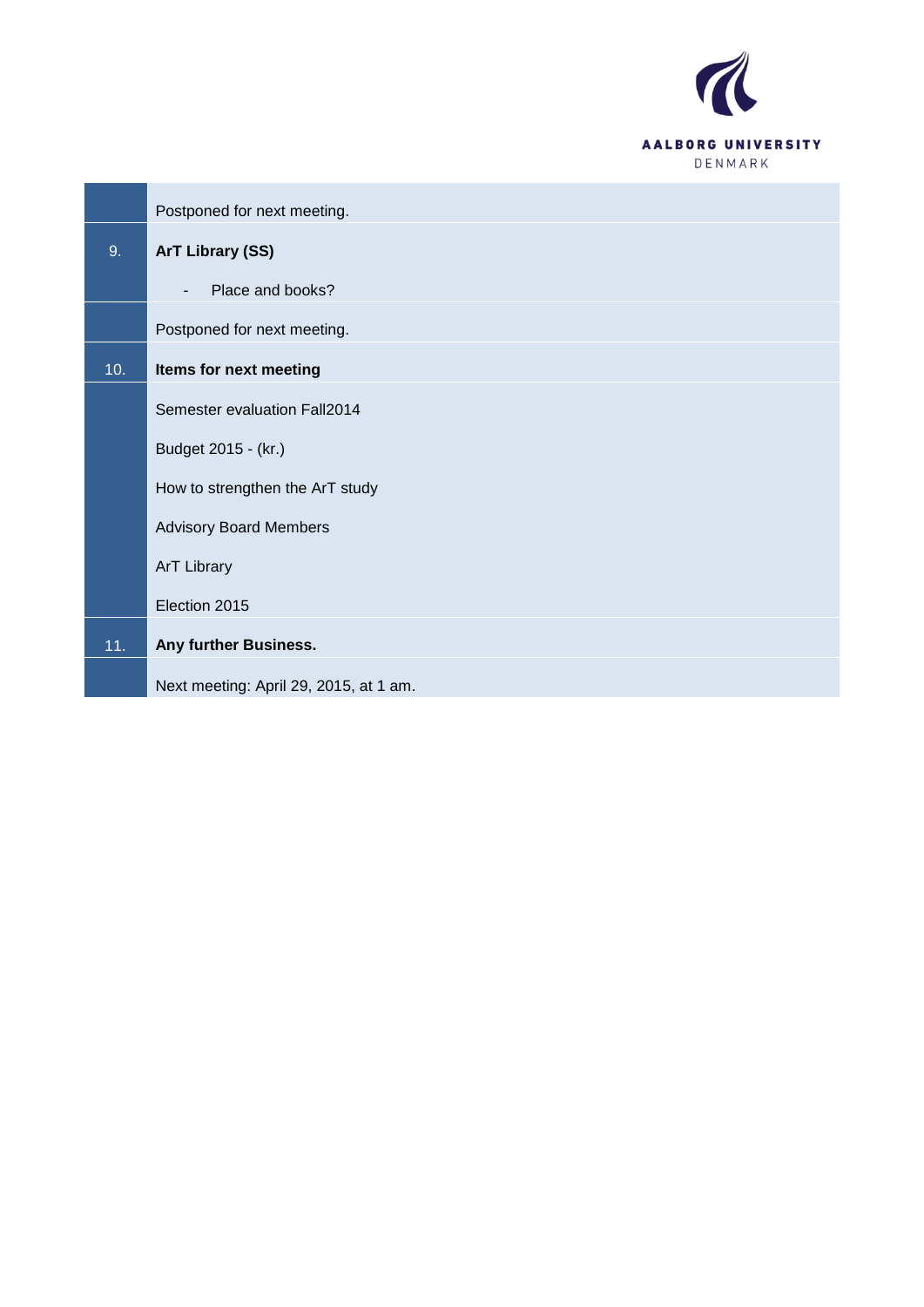| | |
|---|---|
| | Postponed for next meeting. |
| 9. | **ArT Library (SS)** |
| | - Place and books? |
| | Postponed for next meeting. |
| 10. | **Items for next meeting** |
| | Semester evaluation Fall2014 |
| | Budget 2015 - (kr.) |
| | How to strengthen the ArT study |
| | Advisory Board Members |
| | ArT Library |
| | Election 2015 |
| 11. | **Any further Business.** |
| | Next meeting: April 29, 2015, at 1 am. |